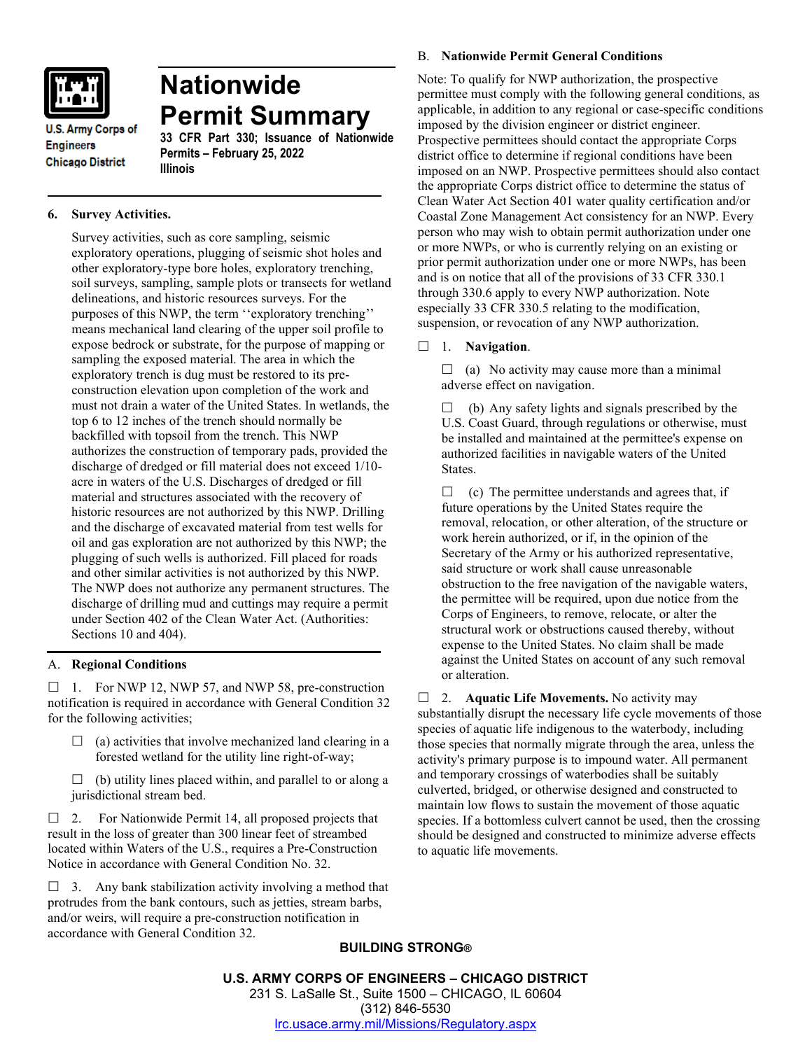# Nationwide Permit Summary

U.S. Army Corps of Engineers
Chicago District

**33 CFR Part 330; Issuance of Nationwide Permits – February 25, 2022**
**Illinois**

## 6. Survey Activities.

Survey activities, such as core sampling, seismic exploratory operations, plugging of seismic shot holes and other exploratory-type bore holes, exploratory trenching, soil surveys, sampling, sample plots or transects for wetland delineations, and historic resources surveys. For the purposes of this NWP, the term ''exploratory trenching'' means mechanical land clearing of the upper soil profile to expose bedrock or substrate, for the purpose of mapping or sampling the exposed material. The area in which the exploratory trench is dug must be restored to its pre-construction elevation upon completion of the work and must not drain a water of the United States. In wetlands, the top 6 to 12 inches of the trench should normally be backfilled with topsoil from the trench. This NWP authorizes the construction of temporary pads, provided the discharge of dredged or fill material does not exceed 1/10-acre in waters of the U.S. Discharges of dredged or fill material and structures associated with the recovery of historic resources are not authorized by this NWP. Drilling and the discharge of excavated material from test wells for oil and gas exploration are not authorized by this NWP; the plugging of such wells is authorized. Fill placed for roads and other similar activities is not authorized by this NWP. The NWP does not authorize any permanent structures. The discharge of drilling mud and cuttings may require a permit under Section 402 of the Clean Water Act. (Authorities: Sections 10 and 404).

## A. Regional Conditions

☐ 1. For NWP 12, NWP 57, and NWP 58, pre-construction notification is required in accordance with General Condition 32 for the following activities;

☐ (a) activities that involve mechanized land clearing in a forested wetland for the utility line right-of-way;

☐ (b) utility lines placed within, and parallel to or along a jurisdictional stream bed.

☐ 2. For Nationwide Permit 14, all proposed projects that result in the loss of greater than 300 linear feet of streambed located within Waters of the U.S., requires a Pre-Construction Notice in accordance with General Condition No. 32.

☐ 3. Any bank stabilization activity involving a method that protrudes from the bank contours, such as jetties, stream barbs, and/or weirs, will require a pre-construction notification in accordance with General Condition 32.

## B. Nationwide Permit General Conditions

Note: To qualify for NWP authorization, the prospective permittee must comply with the following general conditions, as applicable, in addition to any regional or case-specific conditions imposed by the division engineer or district engineer. Prospective permittees should contact the appropriate Corps district office to determine if regional conditions have been imposed on an NWP. Prospective permittees should also contact the appropriate Corps district office to determine the status of Clean Water Act Section 401 water quality certification and/or Coastal Zone Management Act consistency for an NWP. Every person who may wish to obtain permit authorization under one or more NWPs, or who is currently relying on an existing or prior permit authorization under one or more NWPs, has been and is on notice that all of the provisions of 33 CFR 330.1 through 330.6 apply to every NWP authorization. Note especially 33 CFR 330.5 relating to the modification, suspension, or revocation of any NWP authorization.

☐ 1. **Navigation**.

☐ (a) No activity may cause more than a minimal adverse effect on navigation.

☐ (b) Any safety lights and signals prescribed by the U.S. Coast Guard, through regulations or otherwise, must be installed and maintained at the permittee's expense on authorized facilities in navigable waters of the United States.

☐ (c) The permittee understands and agrees that, if future operations by the United States require the removal, relocation, or other alteration, of the structure or work herein authorized, or if, in the opinion of the Secretary of the Army or his authorized representative, said structure or work shall cause unreasonable obstruction to the free navigation of the navigable waters, the permittee will be required, upon due notice from the Corps of Engineers, to remove, relocate, or alter the structural work or obstructions caused thereby, without expense to the United States. No claim shall be made against the United States on account of any such removal or alteration.

☐ 2. **Aquatic Life Movements.** No activity may substantially disrupt the necessary life cycle movements of those species of aquatic life indigenous to the waterbody, including those species that normally migrate through the area, unless the activity's primary purpose is to impound water. All permanent and temporary crossings of waterbodies shall be suitably culverted, bridged, or otherwise designed and constructed to maintain low flows to sustain the movement of those aquatic species. If a bottomless culvert cannot be used, then the crossing should be designed and constructed to minimize adverse effects to aquatic life movements.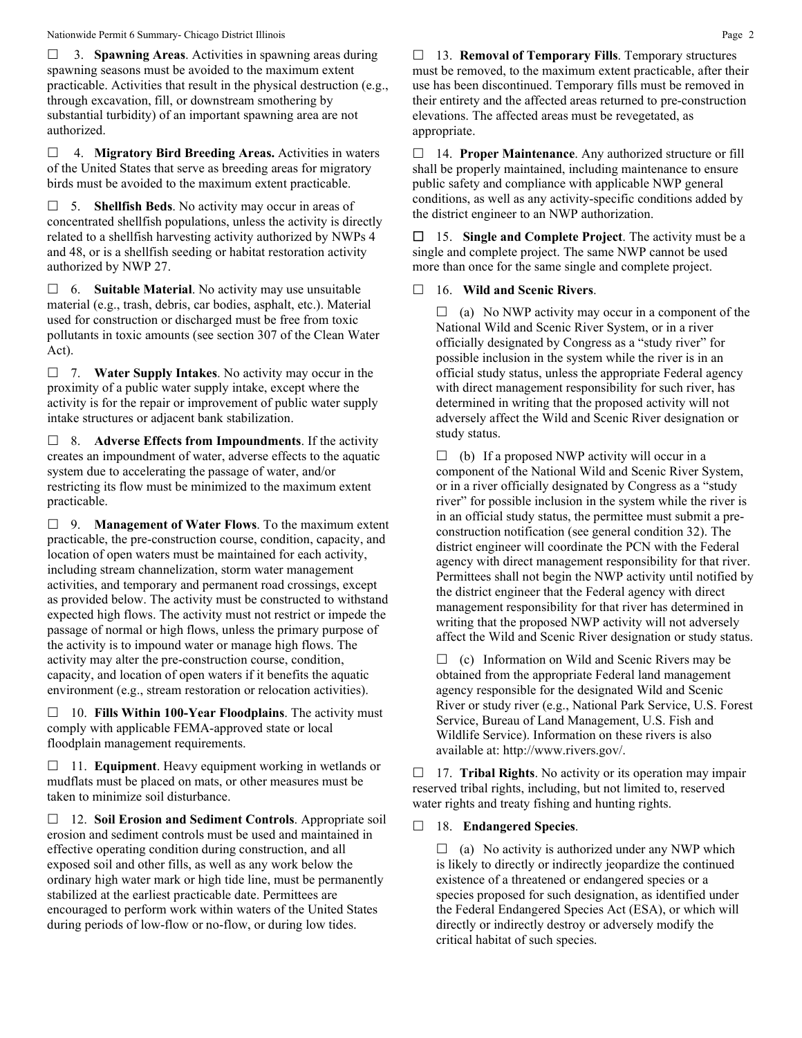☐ 3. **Spawning Areas**. Activities in spawning areas during spawning seasons must be avoided to the maximum extent practicable. Activities that result in the physical destruction (e.g., through excavation, fill, or downstream smothering by substantial turbidity) of an important spawning area are not authorized.

☐ 4. **Migratory Bird Breeding Areas.** Activities in waters of the United States that serve as breeding areas for migratory birds must be avoided to the maximum extent practicable.

☐ 5. **Shellfish Beds**. No activity may occur in areas of concentrated shellfish populations, unless the activity is directly related to a shellfish harvesting activity authorized by NWPs 4 and 48, or is a shellfish seeding or habitat restoration activity authorized by NWP 27.

☐ 6. **Suitable Material**. No activity may use unsuitable material (e.g., trash, debris, car bodies, asphalt, etc.). Material used for construction or discharged must be free from toxic pollutants in toxic amounts (see section 307 of the Clean Water Act).

☐ 7. **Water Supply Intakes**. No activity may occur in the proximity of a public water supply intake, except where the activity is for the repair or improvement of public water supply intake structures or adjacent bank stabilization.

☐ 8. **Adverse Effects from Impoundments**. If the activity creates an impoundment of water, adverse effects to the aquatic system due to accelerating the passage of water, and/or restricting its flow must be minimized to the maximum extent practicable.

☐ 9. **Management of Water Flows**. To the maximum extent practicable, the pre-construction course, condition, capacity, and location of open waters must be maintained for each activity, including stream channelization, storm water management activities, and temporary and permanent road crossings, except as provided below. The activity must be constructed to withstand expected high flows. The activity must not restrict or impede the passage of normal or high flows, unless the primary purpose of the activity is to impound water or manage high flows. The activity may alter the pre-construction course, condition, capacity, and location of open waters if it benefits the aquatic environment (e.g., stream restoration or relocation activities).

☐ 10. **Fills Within 100-Year Floodplains**. The activity must comply with applicable FEMA-approved state or local floodplain management requirements.

☐ 11. **Equipment**. Heavy equipment working in wetlands or mudflats must be placed on mats, or other measures must be taken to minimize soil disturbance.

☐ 12. **Soil Erosion and Sediment Controls**. Appropriate soil erosion and sediment controls must be used and maintained in effective operating condition during construction, and all exposed soil and other fills, as well as any work below the ordinary high water mark or high tide line, must be permanently stabilized at the earliest practicable date. Permittees are encouraged to perform work within waters of the United States during periods of low-flow or no-flow, or during low tides.

☐ 13. **Removal of Temporary Fills**. Temporary structures must be removed, to the maximum extent practicable, after their use has been discontinued. Temporary fills must be removed in their entirety and the affected areas returned to pre-construction elevations. The affected areas must be revegetated, as appropriate.

☐ 14. **Proper Maintenance**. Any authorized structure or fill shall be properly maintained, including maintenance to ensure public safety and compliance with applicable NWP general conditions, as well as any activity-specific conditions added by the district engineer to an NWP authorization.

☐ 15. **Single and Complete Project**. The activity must be a single and complete project. The same NWP cannot be used more than once for the same single and complete project.

☐ 16. **Wild and Scenic Rivers**.

☐ (a) No NWP activity may occur in a component of the National Wild and Scenic River System, or in a river officially designated by Congress as a "study river" for possible inclusion in the system while the river is in an official study status, unless the appropriate Federal agency with direct management responsibility for such river, has determined in writing that the proposed activity will not adversely affect the Wild and Scenic River designation or study status.

☐ (b) If a proposed NWP activity will occur in a component of the National Wild and Scenic River System, or in a river officially designated by Congress as a "study river" for possible inclusion in the system while the river is in an official study status, the permittee must submit a pre-construction notification (see general condition 32). The district engineer will coordinate the PCN with the Federal agency with direct management responsibility for that river. Permittees shall not begin the NWP activity until notified by the district engineer that the Federal agency with direct management responsibility for that river has determined in writing that the proposed NWP activity will not adversely affect the Wild and Scenic River designation or study status.

☐ (c) Information on Wild and Scenic Rivers may be obtained from the appropriate Federal land management agency responsible for the designated Wild and Scenic River or study river (e.g., National Park Service, U.S. Forest Service, Bureau of Land Management, U.S. Fish and Wildlife Service). Information on these rivers is also available at: http://www.rivers.gov/.

☐ 17. **Tribal Rights**. No activity or its operation may impair reserved tribal rights, including, but not limited to, reserved water rights and treaty fishing and hunting rights.

☐ 18. **Endangered Species**.

☐ (a) No activity is authorized under any NWP which is likely to directly or indirectly jeopardize the continued existence of a threatened or endangered species or a species proposed for such designation, as identified under the Federal Endangered Species Act (ESA), or which will directly or indirectly destroy or adversely modify the critical habitat of such species.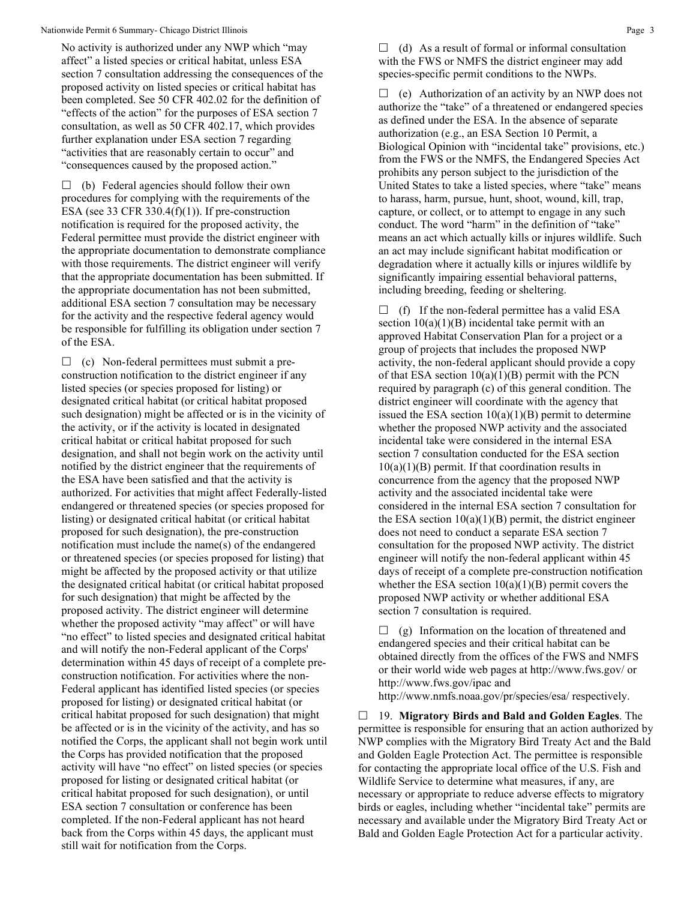No activity is authorized under any NWP which "may affect" a listed species or critical habitat, unless ESA section 7 consultation addressing the consequences of the proposed activity on listed species or critical habitat has been completed. See 50 CFR 402.02 for the definition of "effects of the action" for the purposes of ESA section 7 consultation, as well as 50 CFR 402.17, which provides further explanation under ESA section 7 regarding "activities that are reasonably certain to occur" and "consequences caused by the proposed action."

☐ (b) Federal agencies should follow their own procedures for complying with the requirements of the ESA (see 33 CFR 330.4(f)(1)). If pre-construction notification is required for the proposed activity, the Federal permittee must provide the district engineer with the appropriate documentation to demonstrate compliance with those requirements. The district engineer will verify that the appropriate documentation has been submitted. If the appropriate documentation has not been submitted, additional ESA section 7 consultation may be necessary for the activity and the respective federal agency would be responsible for fulfilling its obligation under section 7 of the ESA.

☐ (c) Non-federal permittees must submit a pre-construction notification to the district engineer if any listed species (or species proposed for listing) or designated critical habitat (or critical habitat proposed such designation) might be affected or is in the vicinity of the activity, or if the activity is located in designated critical habitat or critical habitat proposed for such designation, and shall not begin work on the activity until notified by the district engineer that the requirements of the ESA have been satisfied and that the activity is authorized. For activities that might affect Federally-listed endangered or threatened species (or species proposed for listing) or designated critical habitat (or critical habitat proposed for such designation), the pre-construction notification must include the name(s) of the endangered or threatened species (or species proposed for listing) that might be affected by the proposed activity or that utilize the designated critical habitat (or critical habitat proposed for such designation) that might be affected by the proposed activity. The district engineer will determine whether the proposed activity "may affect" or will have "no effect" to listed species and designated critical habitat and will notify the non-Federal applicant of the Corps' determination within 45 days of receipt of a complete pre-construction notification. For activities where the non-Federal applicant has identified listed species (or species proposed for listing) or designated critical habitat (or critical habitat proposed for such designation) that might be affected or is in the vicinity of the activity, and has so notified the Corps, the applicant shall not begin work until the Corps has provided notification that the proposed activity will have "no effect" on listed species (or species proposed for listing or designated critical habitat (or critical habitat proposed for such designation), or until ESA section 7 consultation or conference has been completed. If the non-Federal applicant has not heard back from the Corps within 45 days, the applicant must still wait for notification from the Corps.

☐ (d) As a result of formal or informal consultation with the FWS or NMFS the district engineer may add species-specific permit conditions to the NWPs.

☐ (e) Authorization of an activity by an NWP does not authorize the "take" of a threatened or endangered species as defined under the ESA. In the absence of separate authorization (e.g., an ESA Section 10 Permit, a Biological Opinion with "incidental take" provisions, etc.) from the FWS or the NMFS, the Endangered Species Act prohibits any person subject to the jurisdiction of the United States to take a listed species, where "take" means to harass, harm, pursue, hunt, shoot, wound, kill, trap, capture, or collect, or to attempt to engage in any such conduct. The word "harm" in the definition of "take" means an act which actually kills or injures wildlife. Such an act may include significant habitat modification or degradation where it actually kills or injures wildlife by significantly impairing essential behavioral patterns, including breeding, feeding or sheltering.

☐ (f) If the non-federal permittee has a valid ESA section 10(a)(1)(B) incidental take permit with an approved Habitat Conservation Plan for a project or a group of projects that includes the proposed NWP activity, the non-federal applicant should provide a copy of that ESA section 10(a)(1)(B) permit with the PCN required by paragraph (c) of this general condition. The district engineer will coordinate with the agency that issued the ESA section 10(a)(1)(B) permit to determine whether the proposed NWP activity and the associated incidental take were considered in the internal ESA section 7 consultation conducted for the ESA section 10(a)(1)(B) permit. If that coordination results in concurrence from the agency that the proposed NWP activity and the associated incidental take were considered in the internal ESA section 7 consultation for the ESA section 10(a)(1)(B) permit, the district engineer does not need to conduct a separate ESA section 7 consultation for the proposed NWP activity. The district engineer will notify the non-federal applicant within 45 days of receipt of a complete pre-construction notification whether the ESA section 10(a)(1)(B) permit covers the proposed NWP activity or whether additional ESA section 7 consultation is required.

☐ (g) Information on the location of threatened and endangered species and their critical habitat can be obtained directly from the offices of the FWS and NMFS or their world wide web pages at http://www.fws.gov/ or http://www.fws.gov/ipac and http://www.nmfs.noaa.gov/pr/species/esa/ respectively.

☐ 19. **Migratory Birds and Bald and Golden Eagles**. The permittee is responsible for ensuring that an action authorized by NWP complies with the Migratory Bird Treaty Act and the Bald and Golden Eagle Protection Act. The permittee is responsible for contacting the appropriate local office of the U.S. Fish and Wildlife Service to determine what measures, if any, are necessary or appropriate to reduce adverse effects to migratory birds or eagles, including whether "incidental take" permits are necessary and available under the Migratory Bird Treaty Act or Bald and Golden Eagle Protection Act for a particular activity.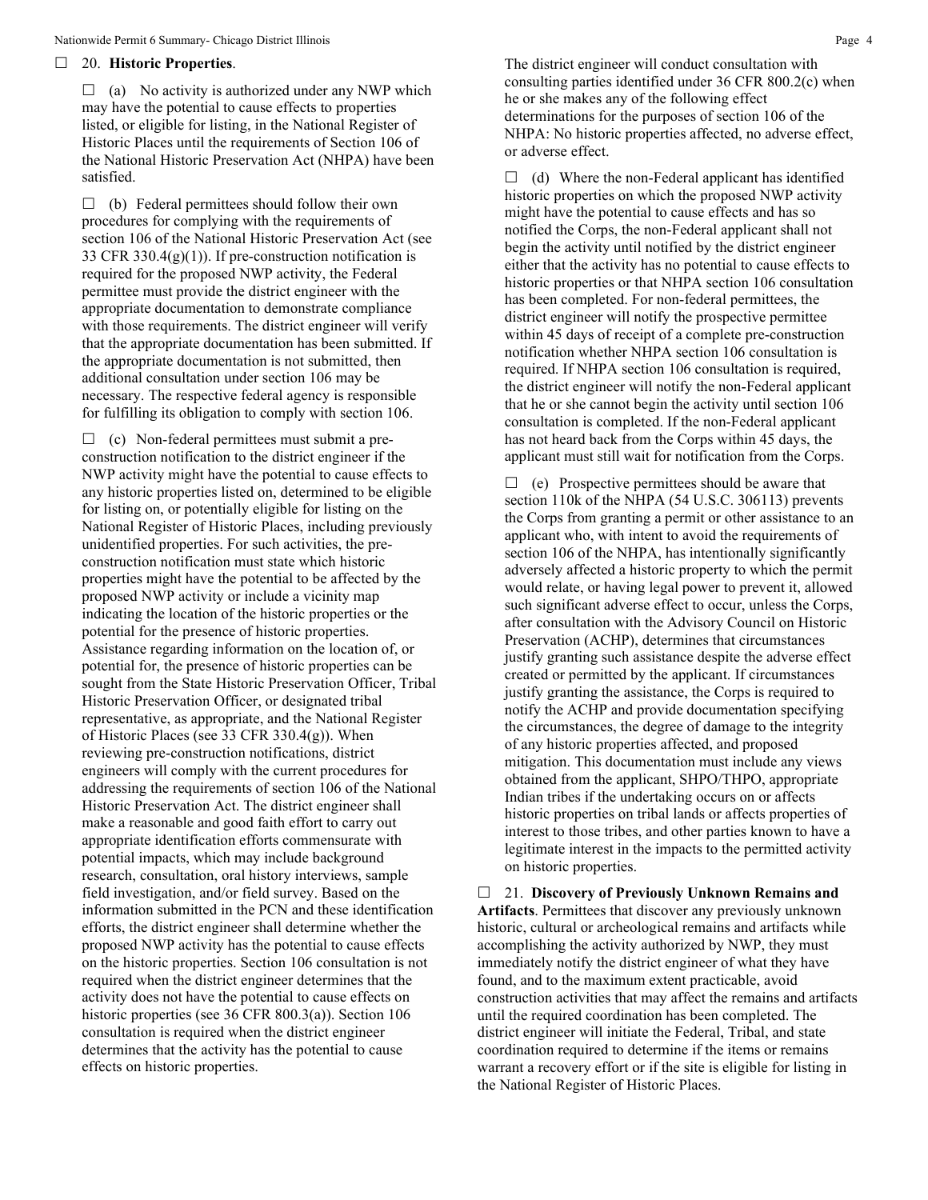☐ 20. **Historic Properties**.

☐ (a) No activity is authorized under any NWP which may have the potential to cause effects to properties listed, or eligible for listing, in the National Register of Historic Places until the requirements of Section 106 of the National Historic Preservation Act (NHPA) have been satisfied.

☐ (b) Federal permittees should follow their own procedures for complying with the requirements of section 106 of the National Historic Preservation Act (see 33 CFR 330.4(g)(1)). If pre-construction notification is required for the proposed NWP activity, the Federal permittee must provide the district engineer with the appropriate documentation to demonstrate compliance with those requirements. The district engineer will verify that the appropriate documentation has been submitted. If the appropriate documentation is not submitted, then additional consultation under section 106 may be necessary. The respective federal agency is responsible for fulfilling its obligation to comply with section 106.

☐ (c) Non-federal permittees must submit a pre-construction notification to the district engineer if the NWP activity might have the potential to cause effects to any historic properties listed on, determined to be eligible for listing on, or potentially eligible for listing on the National Register of Historic Places, including previously unidentified properties. For such activities, the pre-construction notification must state which historic properties might have the potential to be affected by the proposed NWP activity or include a vicinity map indicating the location of the historic properties or the potential for the presence of historic properties. Assistance regarding information on the location of, or potential for, the presence of historic properties can be sought from the State Historic Preservation Officer, Tribal Historic Preservation Officer, or designated tribal representative, as appropriate, and the National Register of Historic Places (see 33 CFR 330.4(g)). When reviewing pre-construction notifications, district engineers will comply with the current procedures for addressing the requirements of section 106 of the National Historic Preservation Act. The district engineer shall make a reasonable and good faith effort to carry out appropriate identification efforts commensurate with potential impacts, which may include background research, consultation, oral history interviews, sample field investigation, and/or field survey. Based on the information submitted in the PCN and these identification efforts, the district engineer shall determine whether the proposed NWP activity has the potential to cause effects on the historic properties. Section 106 consultation is not required when the district engineer determines that the activity does not have the potential to cause effects on historic properties (see 36 CFR 800.3(a)). Section 106 consultation is required when the district engineer determines that the activity has the potential to cause effects on historic properties. The district engineer will conduct consultation with consulting parties identified under 36 CFR 800.2(c) when he or she makes any of the following effect determinations for the purposes of section 106 of the NHPA: No historic properties affected, no adverse effect, or adverse effect.

☐ (d) Where the non-Federal applicant has identified historic properties on which the proposed NWP activity might have the potential to cause effects and has so notified the Corps, the non-Federal applicant shall not begin the activity until notified by the district engineer either that the activity has no potential to cause effects to historic properties or that NHPA section 106 consultation has been completed. For non-federal permittees, the district engineer will notify the prospective permittee within 45 days of receipt of a complete pre-construction notification whether NHPA section 106 consultation is required. If NHPA section 106 consultation is required, the district engineer will notify the non-Federal applicant that he or she cannot begin the activity until section 106 consultation is completed. If the non-Federal applicant has not heard back from the Corps within 45 days, the applicant must still wait for notification from the Corps.

☐ (e) Prospective permittees should be aware that section 110k of the NHPA (54 U.S.C. 306113) prevents the Corps from granting a permit or other assistance to an applicant who, with intent to avoid the requirements of section 106 of the NHPA, has intentionally significantly adversely affected a historic property to which the permit would relate, or having legal power to prevent it, allowed such significant adverse effect to occur, unless the Corps, after consultation with the Advisory Council on Historic Preservation (ACHP), determines that circumstances justify granting such assistance despite the adverse effect created or permitted by the applicant. If circumstances justify granting the assistance, the Corps is required to notify the ACHP and provide documentation specifying the circumstances, the degree of damage to the integrity of any historic properties affected, and proposed mitigation. This documentation must include any views obtained from the applicant, SHPO/THPO, appropriate Indian tribes if the undertaking occurs on or affects historic properties on tribal lands or affects properties of interest to those tribes, and other parties known to have a legitimate interest in the impacts to the permitted activity on historic properties.

☐ 21. **Discovery of Previously Unknown Remains and Artifacts**. Permittees that discover any previously unknown historic, cultural or archeological remains and artifacts while accomplishing the activity authorized by NWP, they must immediately notify the district engineer of what they have found, and to the maximum extent practicable, avoid construction activities that may affect the remains and artifacts until the required coordination has been completed. The district engineer will initiate the Federal, Tribal, and state coordination required to determine if the items or remains warrant a recovery effort or if the site is eligible for listing in the National Register of Historic Places.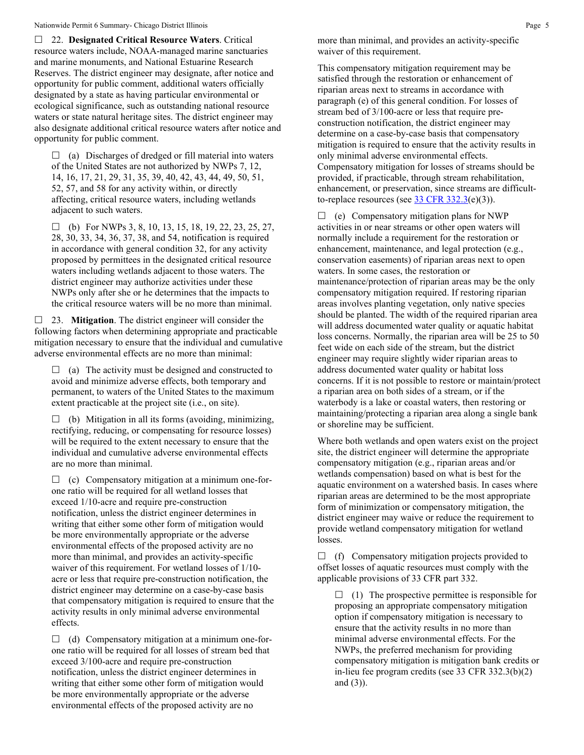☐ 22. **Designated Critical Resource Waters**. Critical resource waters include, NOAA-managed marine sanctuaries and marine monuments, and National Estuarine Research Reserves. The district engineer may designate, after notice and opportunity for public comment, additional waters officially designated by a state as having particular environmental or ecological significance, such as outstanding national resource waters or state natural heritage sites. The district engineer may also designate additional critical resource waters after notice and opportunity for public comment.

> ☐ (a) Discharges of dredged or fill material into waters of the United States are not authorized by NWPs 7, 12, 14, 16, 17, 21, 29, 31, 35, 39, 40, 42, 43, 44, 49, 50, 51, 52, 57, and 58 for any activity within, or directly affecting, critical resource waters, including wetlands adjacent to such waters.
>
> ☐ (b) For NWPs 3, 8, 10, 13, 15, 18, 19, 22, 23, 25, 27, 28, 30, 33, 34, 36, 37, 38, and 54, notification is required in accordance with general condition 32, for any activity proposed by permittees in the designated critical resource waters including wetlands adjacent to those waters. The district engineer may authorize activities under these NWPs only after she or he determines that the impacts to the critical resource waters will be no more than minimal.

☐ 23. **Mitigation**. The district engineer will consider the following factors when determining appropriate and practicable mitigation necessary to ensure that the individual and cumulative adverse environmental effects are no more than minimal:

> ☐ (a) The activity must be designed and constructed to avoid and minimize adverse effects, both temporary and permanent, to waters of the United States to the maximum extent practicable at the project site (i.e., on site).
>
> ☐ (b) Mitigation in all its forms (avoiding, minimizing, rectifying, reducing, or compensating for resource losses) will be required to the extent necessary to ensure that the individual and cumulative adverse environmental effects are no more than minimal.
>
> ☐ (c) Compensatory mitigation at a minimum one-for-one ratio will be required for all wetland losses that exceed 1/10-acre and require pre-construction notification, unless the district engineer determines in writing that either some other form of mitigation would be more environmentally appropriate or the adverse environmental effects of the proposed activity are no more than minimal, and provides an activity-specific waiver of this requirement. For wetland losses of 1/10-acre or less that require pre-construction notification, the district engineer may determine on a case-by-case basis that compensatory mitigation is required to ensure that the activity results in only minimal adverse environmental effects.
>
> ☐ (d) Compensatory mitigation at a minimum one-for-one ratio will be required for all losses of stream bed that exceed 3/100-acre and require pre-construction notification, unless the district engineer determines in writing that either some other form of mitigation would be more environmentally appropriate or the adverse environmental effects of the proposed activity are no more than minimal, and provides an activity-specific waiver of this requirement.
>
> This compensatory mitigation requirement may be satisfied through the restoration or enhancement of riparian areas next to streams in accordance with paragraph (e) of this general condition. For losses of stream bed of 3/100-acre or less that require pre-construction notification, the district engineer may determine on a case-by-case basis that compensatory mitigation is required to ensure that the activity results in only minimal adverse environmental effects. Compensatory mitigation for losses of streams should be provided, if practicable, through stream rehabilitation, enhancement, or preservation, since streams are difficult-to-replace resources (see 33 CFR 332.3(e)(3)).
>
> ☐ (e) Compensatory mitigation plans for NWP activities in or near streams or other open waters will normally include a requirement for the restoration or enhancement, maintenance, and legal protection (e.g., conservation easements) of riparian areas next to open waters. In some cases, the restoration or maintenance/protection of riparian areas may be the only compensatory mitigation required. If restoring riparian areas involves planting vegetation, only native species should be planted. The width of the required riparian area will address documented water quality or aquatic habitat loss concerns. Normally, the riparian area will be 25 to 50 feet wide on each side of the stream, but the district engineer may require slightly wider riparian areas to address documented water quality or habitat loss concerns. If it is not possible to restore or maintain/protect a riparian area on both sides of a stream, or if the waterbody is a lake or coastal waters, then restoring or maintaining/protecting a riparian area along a single bank or shoreline may be sufficient.
>
> Where both wetlands and open waters exist on the project site, the district engineer will determine the appropriate compensatory mitigation (e.g., riparian areas and/or wetlands compensation) based on what is best for the aquatic environment on a watershed basis. In cases where riparian areas are determined to be the most appropriate form of minimization or compensatory mitigation, the district engineer may waive or reduce the requirement to provide wetland compensatory mitigation for wetland losses.
>
> ☐ (f) Compensatory mitigation projects provided to offset losses of aquatic resources must comply with the applicable provisions of 33 CFR part 332.
>
> > ☐ (1) The prospective permittee is responsible for proposing an appropriate compensatory mitigation option if compensatory mitigation is necessary to ensure that the activity results in no more than minimal adverse environmental effects. For the NWPs, the preferred mechanism for providing compensatory mitigation is mitigation bank credits or in-lieu fee program credits (see 33 CFR 332.3(b)(2) and (3)).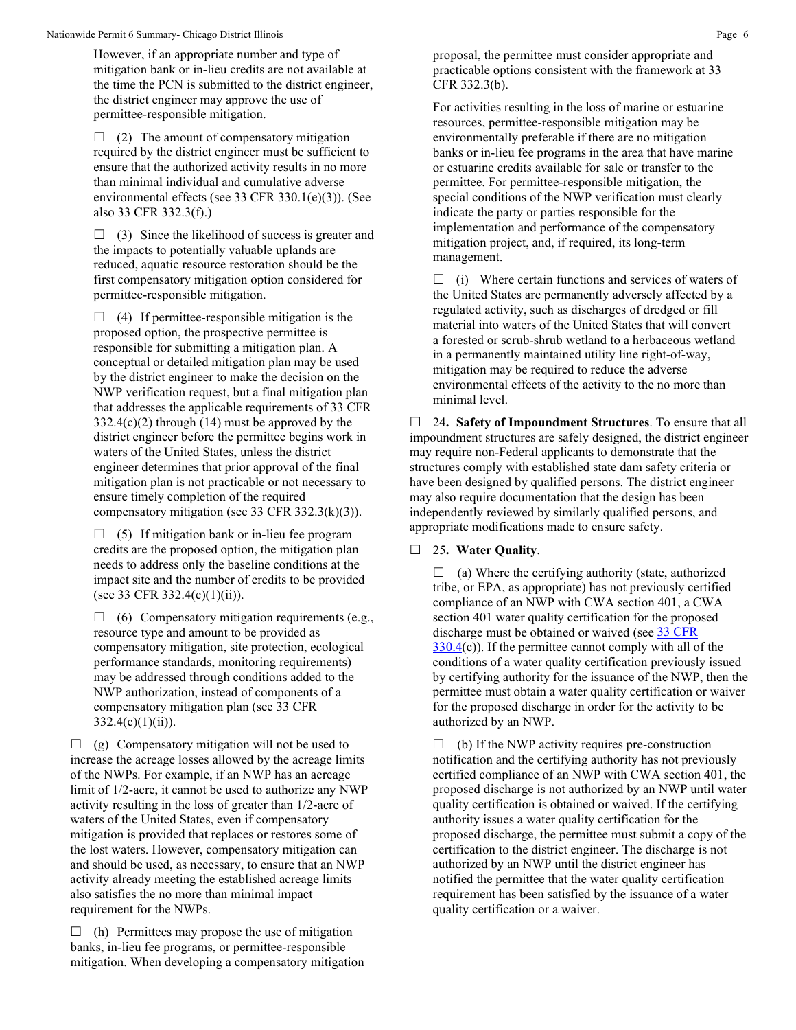However, if an appropriate number and type of mitigation bank or in-lieu credits are not available at the time the PCN is submitted to the district engineer, the district engineer may approve the use of permittee-responsible mitigation.

☐ (2) The amount of compensatory mitigation required by the district engineer must be sufficient to ensure that the authorized activity results in no more than minimal individual and cumulative adverse environmental effects (see 33 CFR 330.1(e)(3)). (See also 33 CFR 332.3(f).)

☐ (3) Since the likelihood of success is greater and the impacts to potentially valuable uplands are reduced, aquatic resource restoration should be the first compensatory mitigation option considered for permittee-responsible mitigation.

☐ (4) If permittee-responsible mitigation is the proposed option, the prospective permittee is responsible for submitting a mitigation plan. A conceptual or detailed mitigation plan may be used by the district engineer to make the decision on the NWP verification request, but a final mitigation plan that addresses the applicable requirements of 33 CFR 332.4(c)(2) through (14) must be approved by the district engineer before the permittee begins work in waters of the United States, unless the district engineer determines that prior approval of the final mitigation plan is not practicable or not necessary to ensure timely completion of the required compensatory mitigation (see 33 CFR 332.3(k)(3)).

☐ (5) If mitigation bank or in-lieu fee program credits are the proposed option, the mitigation plan needs to address only the baseline conditions at the impact site and the number of credits to be provided (see 33 CFR 332.4(c)(1)(ii)).

☐ (6) Compensatory mitigation requirements (e.g., resource type and amount to be provided as compensatory mitigation, site protection, ecological performance standards, monitoring requirements) may be addressed through conditions added to the NWP authorization, instead of components of a compensatory mitigation plan (see 33 CFR 332.4(c)(1)(ii)).

☐ (g) Compensatory mitigation will not be used to increase the acreage losses allowed by the acreage limits of the NWPs. For example, if an NWP has an acreage limit of 1/2-acre, it cannot be used to authorize any NWP activity resulting in the loss of greater than 1/2-acre of waters of the United States, even if compensatory mitigation is provided that replaces or restores some of the lost waters. However, compensatory mitigation can and should be used, as necessary, to ensure that an NWP activity already meeting the established acreage limits also satisfies the no more than minimal impact requirement for the NWPs.

☐ (h) Permittees may propose the use of mitigation banks, in-lieu fee programs, or permittee-responsible mitigation. When developing a compensatory mitigation proposal, the permittee must consider appropriate and practicable options consistent with the framework at 33 CFR 332.3(b).

For activities resulting in the loss of marine or estuarine resources, permittee-responsible mitigation may be environmentally preferable if there are no mitigation banks or in-lieu fee programs in the area that have marine or estuarine credits available for sale or transfer to the permittee. For permittee-responsible mitigation, the special conditions of the NWP verification must clearly indicate the party or parties responsible for the implementation and performance of the compensatory mitigation project, and, if required, its long-term management.

☐ (i) Where certain functions and services of waters of the United States are permanently adversely affected by a regulated activity, such as discharges of dredged or fill material into waters of the United States that will convert a forested or scrub-shrub wetland to a herbaceous wetland in a permanently maintained utility line right-of-way, mitigation may be required to reduce the adverse environmental effects of the activity to the no more than minimal level.

☐ 24**. Safety of Impoundment Structures**. To ensure that all impoundment structures are safely designed, the district engineer may require non-Federal applicants to demonstrate that the structures comply with established state dam safety criteria or have been designed by qualified persons. The district engineer may also require documentation that the design has been independently reviewed by similarly qualified persons, and appropriate modifications made to ensure safety.

☐ 25**. Water Quality**.

☐ (a) Where the certifying authority (state, authorized tribe, or EPA, as appropriate) has not previously certified compliance of an NWP with CWA section 401, a CWA section 401 water quality certification for the proposed discharge must be obtained or waived (see 33 CFR 330.4(c)). If the permittee cannot comply with all of the conditions of a water quality certification previously issued by certifying authority for the issuance of the NWP, then the permittee must obtain a water quality certification or waiver for the proposed discharge in order for the activity to be authorized by an NWP.

☐ (b) If the NWP activity requires pre-construction notification and the certifying authority has not previously certified compliance of an NWP with CWA section 401, the proposed discharge is not authorized by an NWP until water quality certification is obtained or waived. If the certifying authority issues a water quality certification for the proposed discharge, the permittee must submit a copy of the certification to the district engineer. The discharge is not authorized by an NWP until the district engineer has notified the permittee that the water quality certification requirement has been satisfied by the issuance of a water quality certification or a waiver.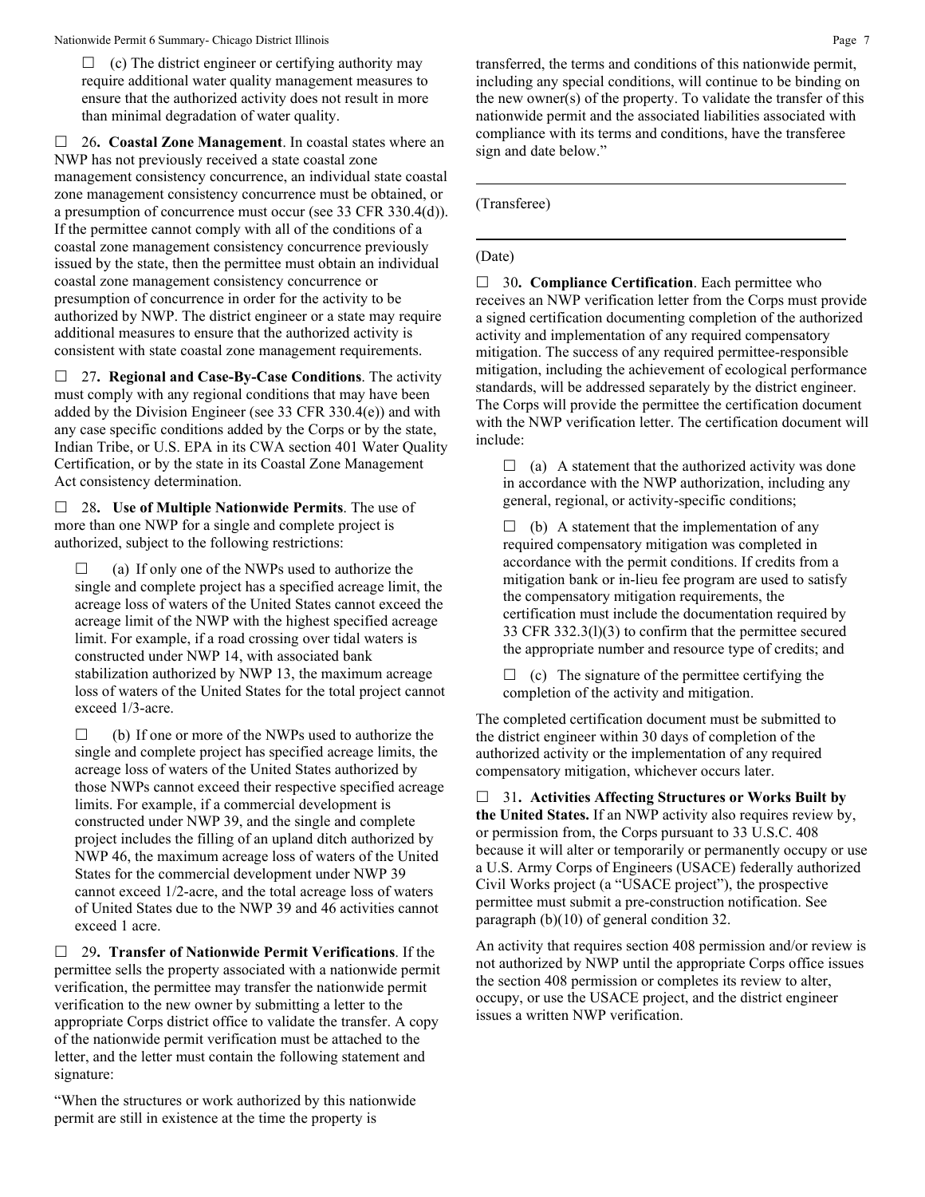☐ (c) The district engineer or certifying authority may require additional water quality management measures to ensure that the authorized activity does not result in more than minimal degradation of water quality.

☐ 26**. Coastal Zone Management**. In coastal states where an NWP has not previously received a state coastal zone management consistency concurrence, an individual state coastal zone management consistency concurrence must be obtained, or a presumption of concurrence must occur (see 33 CFR 330.4(d)). If the permittee cannot comply with all of the conditions of a coastal zone management consistency concurrence previously issued by the state, then the permittee must obtain an individual coastal zone management consistency concurrence or presumption of concurrence in order for the activity to be authorized by NWP. The district engineer or a state may require additional measures to ensure that the authorized activity is consistent with state coastal zone management requirements.

☐ 27**. Regional and Case-By-Case Conditions**. The activity must comply with any regional conditions that may have been added by the Division Engineer (see 33 CFR 330.4(e)) and with any case specific conditions added by the Corps or by the state, Indian Tribe, or U.S. EPA in its CWA section 401 Water Quality Certification, or by the state in its Coastal Zone Management Act consistency determination.

☐ 28**. Use of Multiple Nationwide Permits**. The use of more than one NWP for a single and complete project is authorized, subject to the following restrictions:

☐ (a) If only one of the NWPs used to authorize the single and complete project has a specified acreage limit, the acreage loss of waters of the United States cannot exceed the acreage limit of the NWP with the highest specified acreage limit. For example, if a road crossing over tidal waters is constructed under NWP 14, with associated bank stabilization authorized by NWP 13, the maximum acreage loss of waters of the United States for the total project cannot exceed 1/3-acre.

☐ (b) If one or more of the NWPs used to authorize the single and complete project has specified acreage limits, the acreage loss of waters of the United States authorized by those NWPs cannot exceed their respective specified acreage limits. For example, if a commercial development is constructed under NWP 39, and the single and complete project includes the filling of an upland ditch authorized by NWP 46, the maximum acreage loss of waters of the United States for the commercial development under NWP 39 cannot exceed 1/2-acre, and the total acreage loss of waters of United States due to the NWP 39 and 46 activities cannot exceed 1 acre.

☐ 29**. Transfer of Nationwide Permit Verifications**. If the permittee sells the property associated with a nationwide permit verification, the permittee may transfer the nationwide permit verification to the new owner by submitting a letter to the appropriate Corps district office to validate the transfer. A copy of the nationwide permit verification must be attached to the letter, and the letter must contain the following statement and signature:

"When the structures or work authorized by this nationwide permit are still in existence at the time the property is transferred, the terms and conditions of this nationwide permit, including any special conditions, will continue to be binding on the new owner(s) of the property. To validate the transfer of this nationwide permit and the associated liabilities associated with compliance with its terms and conditions, have the transferee sign and date below."

\_\_\_\_\_\_\_\_\_\_\_\_\_\_\_\_\_\_\_\_\_\_\_\_\_\_\_\_\_\_\_\_\_\_\_\_\_\_\_\_

(Transferee)

\_\_\_\_\_\_\_\_\_\_\_\_\_\_\_\_\_\_\_\_\_\_\_\_\_\_\_\_\_\_\_\_\_\_\_\_\_\_\_\_

(Date)

☐ 30**. Compliance Certification**. Each permittee who receives an NWP verification letter from the Corps must provide a signed certification documenting completion of the authorized activity and implementation of any required compensatory mitigation. The success of any required permittee-responsible mitigation, including the achievement of ecological performance standards, will be addressed separately by the district engineer. The Corps will provide the permittee the certification document with the NWP verification letter. The certification document will include:

☐ (a) A statement that the authorized activity was done in accordance with the NWP authorization, including any general, regional, or activity-specific conditions;

☐ (b) A statement that the implementation of any required compensatory mitigation was completed in accordance with the permit conditions. If credits from a mitigation bank or in-lieu fee program are used to satisfy the compensatory mitigation requirements, the certification must include the documentation required by 33 CFR 332.3(l)(3) to confirm that the permittee secured the appropriate number and resource type of credits; and

☐ (c) The signature of the permittee certifying the completion of the activity and mitigation.

The completed certification document must be submitted to the district engineer within 30 days of completion of the authorized activity or the implementation of any required compensatory mitigation, whichever occurs later.

☐ 31**. Activities Affecting Structures or Works Built by the United States.** If an NWP activity also requires review by, or permission from, the Corps pursuant to 33 U.S.C. 408 because it will alter or temporarily or permanently occupy or use a U.S. Army Corps of Engineers (USACE) federally authorized Civil Works project (a "USACE project"), the prospective permittee must submit a pre-construction notification. See paragraph (b)(10) of general condition 32.

An activity that requires section 408 permission and/or review is not authorized by NWP until the appropriate Corps office issues the section 408 permission or completes its review to alter, occupy, or use the USACE project, and the district engineer issues a written NWP verification.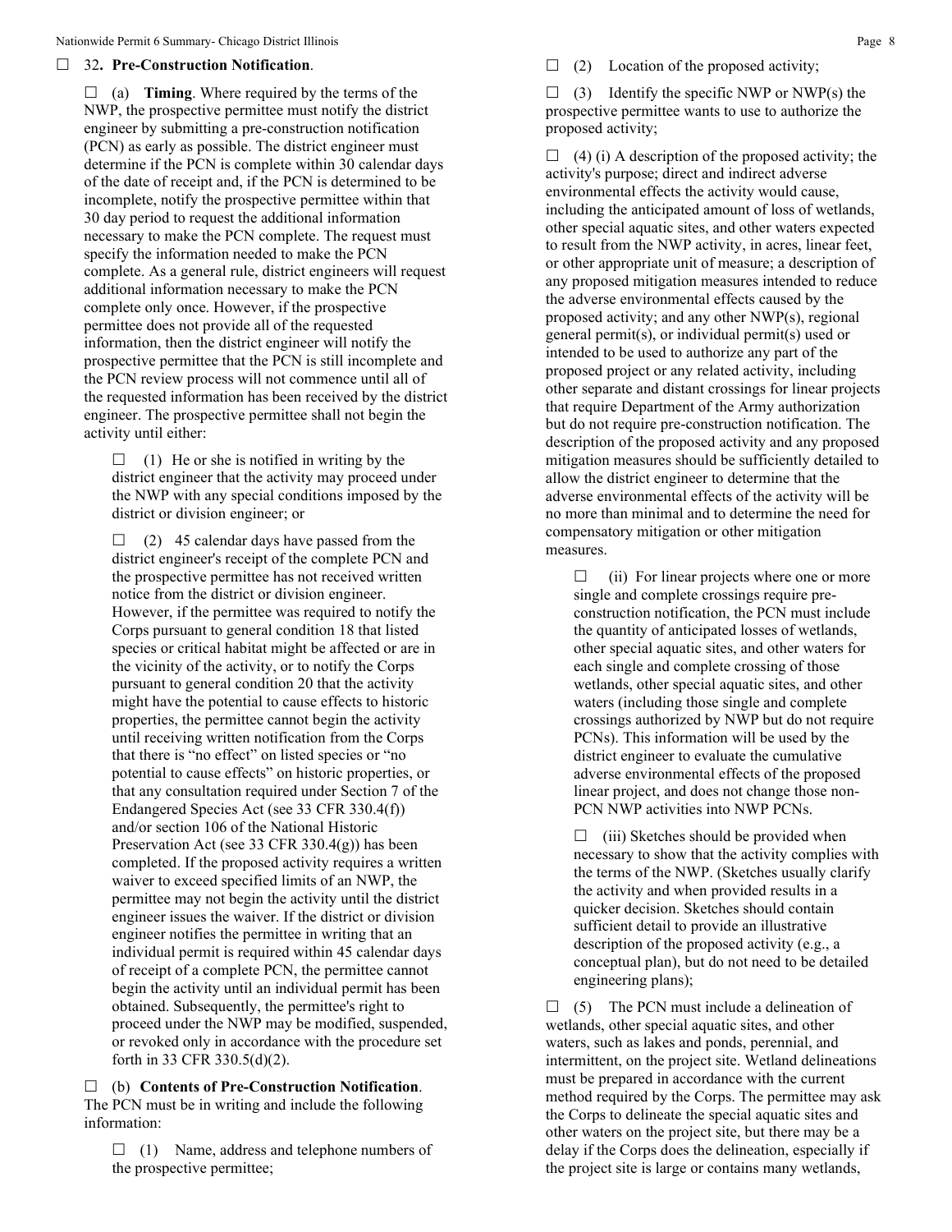☐ 32**. Pre-Construction Notification**.

☐ (a) **Timing**. Where required by the terms of the NWP, the prospective permittee must notify the district engineer by submitting a pre-construction notification (PCN) as early as possible. The district engineer must determine if the PCN is complete within 30 calendar days of the date of receipt and, if the PCN is determined to be incomplete, notify the prospective permittee within that 30 day period to request the additional information necessary to make the PCN complete. The request must specify the information needed to make the PCN complete. As a general rule, district engineers will request additional information necessary to make the PCN complete only once. However, if the prospective permittee does not provide all of the requested information, then the district engineer will notify the prospective permittee that the PCN is still incomplete and the PCN review process will not commence until all of the requested information has been received by the district engineer. The prospective permittee shall not begin the activity until either:

☐ (1) He or she is notified in writing by the district engineer that the activity may proceed under the NWP with any special conditions imposed by the district or division engineer; or

☐ (2) 45 calendar days have passed from the district engineer's receipt of the complete PCN and the prospective permittee has not received written notice from the district or division engineer. However, if the permittee was required to notify the Corps pursuant to general condition 18 that listed species or critical habitat might be affected or are in the vicinity of the activity, or to notify the Corps pursuant to general condition 20 that the activity might have the potential to cause effects to historic properties, the permittee cannot begin the activity until receiving written notification from the Corps that there is "no effect" on listed species or "no potential to cause effects" on historic properties, or that any consultation required under Section 7 of the Endangered Species Act (see 33 CFR 330.4(f)) and/or section 106 of the National Historic Preservation Act (see 33 CFR 330.4(g)) has been completed. If the proposed activity requires a written waiver to exceed specified limits of an NWP, the permittee may not begin the activity until the district engineer issues the waiver. If the district or division engineer notifies the permittee in writing that an individual permit is required within 45 calendar days of receipt of a complete PCN, the permittee cannot begin the activity until an individual permit has been obtained. Subsequently, the permittee's right to proceed under the NWP may be modified, suspended, or revoked only in accordance with the procedure set forth in 33 CFR 330.5(d)(2).

☐ (b) **Contents of Pre-Construction Notification**. The PCN must be in writing and include the following information:

☐ (1) Name, address and telephone numbers of the prospective permittee;

☐ (2) Location of the proposed activity;

☐ (3) Identify the specific NWP or NWP(s) the prospective permittee wants to use to authorize the proposed activity;

☐ (4) (i) A description of the proposed activity; the activity's purpose; direct and indirect adverse environmental effects the activity would cause, including the anticipated amount of loss of wetlands, other special aquatic sites, and other waters expected to result from the NWP activity, in acres, linear feet, or other appropriate unit of measure; a description of any proposed mitigation measures intended to reduce the adverse environmental effects caused by the proposed activity; and any other NWP(s), regional general permit(s), or individual permit(s) used or intended to be used to authorize any part of the proposed project or any related activity, including other separate and distant crossings for linear projects that require Department of the Army authorization but do not require pre-construction notification. The description of the proposed activity and any proposed mitigation measures should be sufficiently detailed to allow the district engineer to determine that the adverse environmental effects of the activity will be no more than minimal and to determine the need for compensatory mitigation or other mitigation measures.

☐ (ii) For linear projects where one or more single and complete crossings require pre-construction notification, the PCN must include the quantity of anticipated losses of wetlands, other special aquatic sites, and other waters for each single and complete crossing of those wetlands, other special aquatic sites, and other waters (including those single and complete crossings authorized by NWP but do not require PCNs). This information will be used by the district engineer to evaluate the cumulative adverse environmental effects of the proposed linear project, and does not change those non-PCN NWP activities into NWP PCNs.

☐ (iii) Sketches should be provided when necessary to show that the activity complies with the terms of the NWP. (Sketches usually clarify the activity and when provided results in a quicker decision. Sketches should contain sufficient detail to provide an illustrative description of the proposed activity (e.g., a conceptual plan), but do not need to be detailed engineering plans);

☐ (5) The PCN must include a delineation of wetlands, other special aquatic sites, and other waters, such as lakes and ponds, perennial, and intermittent, on the project site. Wetland delineations must be prepared in accordance with the current method required by the Corps. The permittee may ask the Corps to delineate the special aquatic sites and other waters on the project site, but there may be a delay if the Corps does the delineation, especially if the project site is large or contains many wetlands,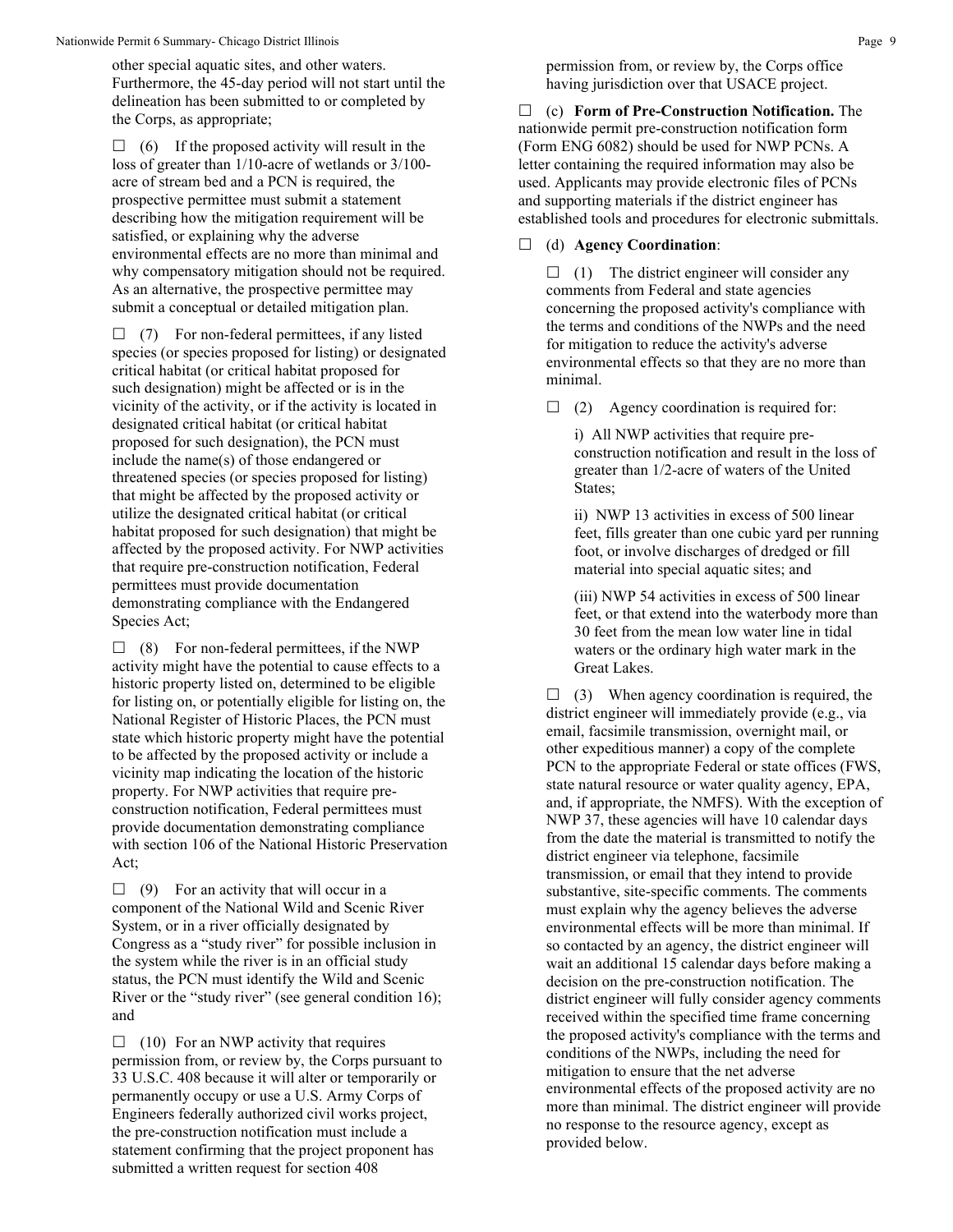other special aquatic sites, and other waters. Furthermore, the 45-day period will not start until the delineation has been submitted to or completed by the Corps, as appropriate;

☐ (6) If the proposed activity will result in the loss of greater than 1/10-acre of wetlands or 3/100-acre of stream bed and a PCN is required, the prospective permittee must submit a statement describing how the mitigation requirement will be satisfied, or explaining why the adverse environmental effects are no more than minimal and why compensatory mitigation should not be required. As an alternative, the prospective permittee may submit a conceptual or detailed mitigation plan.

☐ (7) For non-federal permittees, if any listed species (or species proposed for listing) or designated critical habitat (or critical habitat proposed for such designation) might be affected or is in the vicinity of the activity, or if the activity is located in designated critical habitat (or critical habitat proposed for such designation), the PCN must include the name(s) of those endangered or threatened species (or species proposed for listing) that might be affected by the proposed activity or utilize the designated critical habitat (or critical habitat proposed for such designation) that might be affected by the proposed activity. For NWP activities that require pre-construction notification, Federal permittees must provide documentation demonstrating compliance with the Endangered Species Act;

☐ (8) For non-federal permittees, if the NWP activity might have the potential to cause effects to a historic property listed on, determined to be eligible for listing on, or potentially eligible for listing on, the National Register of Historic Places, the PCN must state which historic property might have the potential to be affected by the proposed activity or include a vicinity map indicating the location of the historic property. For NWP activities that require pre-construction notification, Federal permittees must provide documentation demonstrating compliance with section 106 of the National Historic Preservation Act;

☐ (9) For an activity that will occur in a component of the National Wild and Scenic River System, or in a river officially designated by Congress as a "study river" for possible inclusion in the system while the river is in an official study status, the PCN must identify the Wild and Scenic River or the "study river" (see general condition 16); and

☐ (10) For an NWP activity that requires permission from, or review by, the Corps pursuant to 33 U.S.C. 408 because it will alter or temporarily or permanently occupy or use a U.S. Army Corps of Engineers federally authorized civil works project, the pre-construction notification must include a statement confirming that the project proponent has submitted a written request for section 408 permission from, or review by, the Corps office having jurisdiction over that USACE project.

☐ (c) **Form of Pre-Construction Notification.** The nationwide permit pre-construction notification form (Form ENG 6082) should be used for NWP PCNs. A letter containing the required information may also be used. Applicants may provide electronic files of PCNs and supporting materials if the district engineer has established tools and procedures for electronic submittals.

☐ (d) **Agency Coordination**:

☐ (1) The district engineer will consider any comments from Federal and state agencies concerning the proposed activity's compliance with the terms and conditions of the NWPs and the need for mitigation to reduce the activity's adverse environmental effects so that they are no more than minimal.

☐ (2) Agency coordination is required for:

i) All NWP activities that require pre-construction notification and result in the loss of greater than 1/2-acre of waters of the United States;

ii) NWP 13 activities in excess of 500 linear feet, fills greater than one cubic yard per running foot, or involve discharges of dredged or fill material into special aquatic sites; and

(iii) NWP 54 activities in excess of 500 linear feet, or that extend into the waterbody more than 30 feet from the mean low water line in tidal waters or the ordinary high water mark in the Great Lakes.

☐ (3) When agency coordination is required, the district engineer will immediately provide (e.g., via email, facsimile transmission, overnight mail, or other expeditious manner) a copy of the complete PCN to the appropriate Federal or state offices (FWS, state natural resource or water quality agency, EPA, and, if appropriate, the NMFS). With the exception of NWP 37, these agencies will have 10 calendar days from the date the material is transmitted to notify the district engineer via telephone, facsimile transmission, or email that they intend to provide substantive, site-specific comments. The comments must explain why the agency believes the adverse environmental effects will be more than minimal. If so contacted by an agency, the district engineer will wait an additional 15 calendar days before making a decision on the pre-construction notification. The district engineer will fully consider agency comments received within the specified time frame concerning the proposed activity's compliance with the terms and conditions of the NWPs, including the need for mitigation to ensure that the net adverse environmental effects of the proposed activity are no more than minimal. The district engineer will provide no response to the resource agency, except as provided below.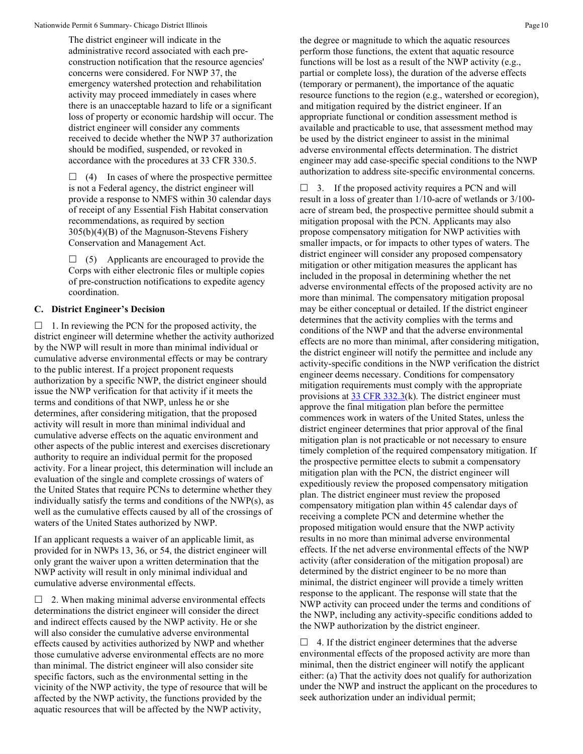The district engineer will indicate in the administrative record associated with each pre-construction notification that the resource agencies' concerns were considered. For NWP 37, the emergency watershed protection and rehabilitation activity may proceed immediately in cases where there is an unacceptable hazard to life or a significant loss of property or economic hardship will occur. The district engineer will consider any comments received to decide whether the NWP 37 authorization should be modified, suspended, or revoked in accordance with the procedures at 33 CFR 330.5.

☐ (4) In cases of where the prospective permittee is not a Federal agency, the district engineer will provide a response to NMFS within 30 calendar days of receipt of any Essential Fish Habitat conservation recommendations, as required by section 305(b)(4)(B) of the Magnuson-Stevens Fishery Conservation and Management Act.

☐ (5) Applicants are encouraged to provide the Corps with either electronic files or multiple copies of pre-construction notifications to expedite agency coordination.

### C. District Engineer's Decision

☐ 1. In reviewing the PCN for the proposed activity, the district engineer will determine whether the activity authorized by the NWP will result in more than minimal individual or cumulative adverse environmental effects or may be contrary to the public interest. If a project proponent requests authorization by a specific NWP, the district engineer should issue the NWP verification for that activity if it meets the terms and conditions of that NWP, unless he or she determines, after considering mitigation, that the proposed activity will result in more than minimal individual and cumulative adverse effects on the aquatic environment and other aspects of the public interest and exercises discretionary authority to require an individual permit for the proposed activity. For a linear project, this determination will include an evaluation of the single and complete crossings of waters of the United States that require PCNs to determine whether they individually satisfy the terms and conditions of the NWP(s), as well as the cumulative effects caused by all of the crossings of waters of the United States authorized by NWP.

If an applicant requests a waiver of an applicable limit, as provided for in NWPs 13, 36, or 54, the district engineer will only grant the waiver upon a written determination that the NWP activity will result in only minimal individual and cumulative adverse environmental effects.

☐ 2. When making minimal adverse environmental effects determinations the district engineer will consider the direct and indirect effects caused by the NWP activity. He or she will also consider the cumulative adverse environmental effects caused by activities authorized by NWP and whether those cumulative adverse environmental effects are no more than minimal. The district engineer will also consider site specific factors, such as the environmental setting in the vicinity of the NWP activity, the type of resource that will be affected by the NWP activity, the functions provided by the aquatic resources that will be affected by the NWP activity, the degree or magnitude to which the aquatic resources perform those functions, the extent that aquatic resource functions will be lost as a result of the NWP activity (e.g., partial or complete loss), the duration of the adverse effects (temporary or permanent), the importance of the aquatic resource functions to the region (e.g., watershed or ecoregion), and mitigation required by the district engineer. If an appropriate functional or condition assessment method is available and practicable to use, that assessment method may be used by the district engineer to assist in the minimal adverse environmental effects determination. The district engineer may add case-specific special conditions to the NWP authorization to address site-specific environmental concerns.

☐ 3. If the proposed activity requires a PCN and will result in a loss of greater than 1/10-acre of wetlands or 3/100-acre of stream bed, the prospective permittee should submit a mitigation proposal with the PCN. Applicants may also propose compensatory mitigation for NWP activities with smaller impacts, or for impacts to other types of waters. The district engineer will consider any proposed compensatory mitigation or other mitigation measures the applicant has included in the proposal in determining whether the net adverse environmental effects of the proposed activity are no more than minimal. The compensatory mitigation proposal may be either conceptual or detailed. If the district engineer determines that the activity complies with the terms and conditions of the NWP and that the adverse environmental effects are no more than minimal, after considering mitigation, the district engineer will notify the permittee and include any activity-specific conditions in the NWP verification the district engineer deems necessary. Conditions for compensatory mitigation requirements must comply with the appropriate provisions at 33 CFR 332.3(k). The district engineer must approve the final mitigation plan before the permittee commences work in waters of the United States, unless the district engineer determines that prior approval of the final mitigation plan is not practicable or not necessary to ensure timely completion of the required compensatory mitigation. If the prospective permittee elects to submit a compensatory mitigation plan with the PCN, the district engineer will expeditiously review the proposed compensatory mitigation plan. The district engineer must review the proposed compensatory mitigation plan within 45 calendar days of receiving a complete PCN and determine whether the proposed mitigation would ensure that the NWP activity results in no more than minimal adverse environmental effects. If the net adverse environmental effects of the NWP activity (after consideration of the mitigation proposal) are determined by the district engineer to be no more than minimal, the district engineer will provide a timely written response to the applicant. The response will state that the NWP activity can proceed under the terms and conditions of the NWP, including any activity-specific conditions added to the NWP authorization by the district engineer.

☐ 4. If the district engineer determines that the adverse environmental effects of the proposed activity are more than minimal, then the district engineer will notify the applicant either: (a) That the activity does not qualify for authorization under the NWP and instruct the applicant on the procedures to seek authorization under an individual permit;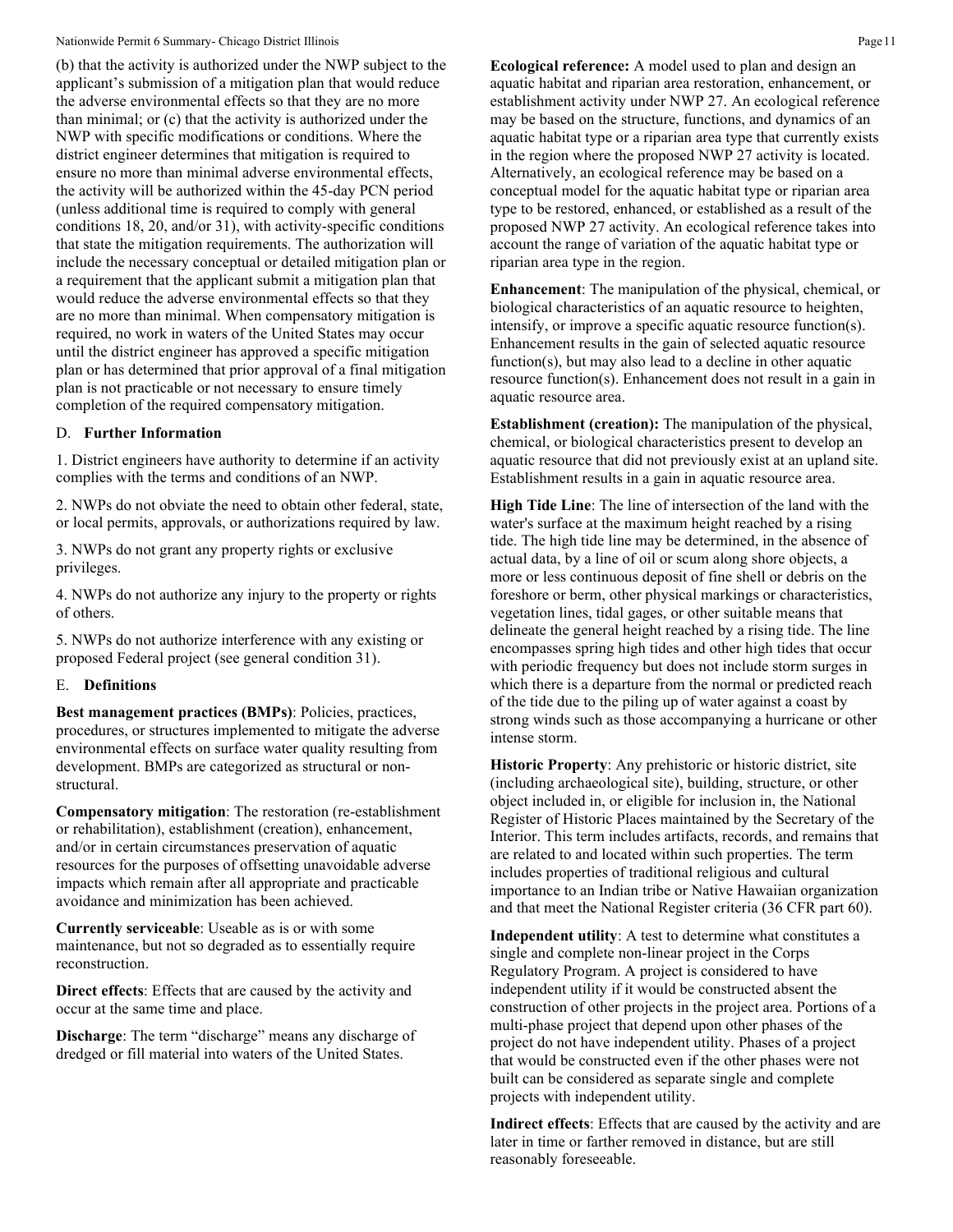(b) that the activity is authorized under the NWP subject to the applicant's submission of a mitigation plan that would reduce the adverse environmental effects so that they are no more than minimal; or (c) that the activity is authorized under the NWP with specific modifications or conditions. Where the district engineer determines that mitigation is required to ensure no more than minimal adverse environmental effects, the activity will be authorized within the 45-day PCN period (unless additional time is required to comply with general conditions 18, 20, and/or 31), with activity-specific conditions that state the mitigation requirements. The authorization will include the necessary conceptual or detailed mitigation plan or a requirement that the applicant submit a mitigation plan that would reduce the adverse environmental effects so that they are no more than minimal. When compensatory mitigation is required, no work in waters of the United States may occur until the district engineer has approved a specific mitigation plan or has determined that prior approval of a final mitigation plan is not practicable or not necessary to ensure timely completion of the required compensatory mitigation.

## D. Further Information

1. District engineers have authority to determine if an activity complies with the terms and conditions of an NWP.

2. NWPs do not obviate the need to obtain other federal, state, or local permits, approvals, or authorizations required by law.

3. NWPs do not grant any property rights or exclusive privileges.

4. NWPs do not authorize any injury to the property or rights of others.

5. NWPs do not authorize interference with any existing or proposed Federal project (see general condition 31).

## E. Definitions

**Best management practices (BMPs)**: Policies, practices, procedures, or structures implemented to mitigate the adverse environmental effects on surface water quality resulting from development. BMPs are categorized as structural or non-structural.

**Compensatory mitigation**: The restoration (re-establishment or rehabilitation), establishment (creation), enhancement, and/or in certain circumstances preservation of aquatic resources for the purposes of offsetting unavoidable adverse impacts which remain after all appropriate and practicable avoidance and minimization has been achieved.

**Currently serviceable**: Useable as is or with some maintenance, but not so degraded as to essentially require reconstruction.

**Direct effects**: Effects that are caused by the activity and occur at the same time and place.

**Discharge**: The term "discharge" means any discharge of dredged or fill material into waters of the United States.

**Ecological reference:** A model used to plan and design an aquatic habitat and riparian area restoration, enhancement, or establishment activity under NWP 27. An ecological reference may be based on the structure, functions, and dynamics of an aquatic habitat type or a riparian area type that currently exists in the region where the proposed NWP 27 activity is located. Alternatively, an ecological reference may be based on a conceptual model for the aquatic habitat type or riparian area type to be restored, enhanced, or established as a result of the proposed NWP 27 activity. An ecological reference takes into account the range of variation of the aquatic habitat type or riparian area type in the region.

**Enhancement**: The manipulation of the physical, chemical, or biological characteristics of an aquatic resource to heighten, intensify, or improve a specific aquatic resource function(s). Enhancement results in the gain of selected aquatic resource function(s), but may also lead to a decline in other aquatic resource function(s). Enhancement does not result in a gain in aquatic resource area.

**Establishment (creation):** The manipulation of the physical, chemical, or biological characteristics present to develop an aquatic resource that did not previously exist at an upland site. Establishment results in a gain in aquatic resource area.

**High Tide Line**: The line of intersection of the land with the water's surface at the maximum height reached by a rising tide. The high tide line may be determined, in the absence of actual data, by a line of oil or scum along shore objects, a more or less continuous deposit of fine shell or debris on the foreshore or berm, other physical markings or characteristics, vegetation lines, tidal gages, or other suitable means that delineate the general height reached by a rising tide. The line encompasses spring high tides and other high tides that occur with periodic frequency but does not include storm surges in which there is a departure from the normal or predicted reach of the tide due to the piling up of water against a coast by strong winds such as those accompanying a hurricane or other intense storm.

**Historic Property**: Any prehistoric or historic district, site (including archaeological site), building, structure, or other object included in, or eligible for inclusion in, the National Register of Historic Places maintained by the Secretary of the Interior. This term includes artifacts, records, and remains that are related to and located within such properties. The term includes properties of traditional religious and cultural importance to an Indian tribe or Native Hawaiian organization and that meet the National Register criteria (36 CFR part 60).

**Independent utility**: A test to determine what constitutes a single and complete non-linear project in the Corps Regulatory Program. A project is considered to have independent utility if it would be constructed absent the construction of other projects in the project area. Portions of a multi-phase project that depend upon other phases of the project do not have independent utility. Phases of a project that would be constructed even if the other phases were not built can be considered as separate single and complete projects with independent utility.

**Indirect effects**: Effects that are caused by the activity and are later in time or farther removed in distance, but are still reasonably foreseeable.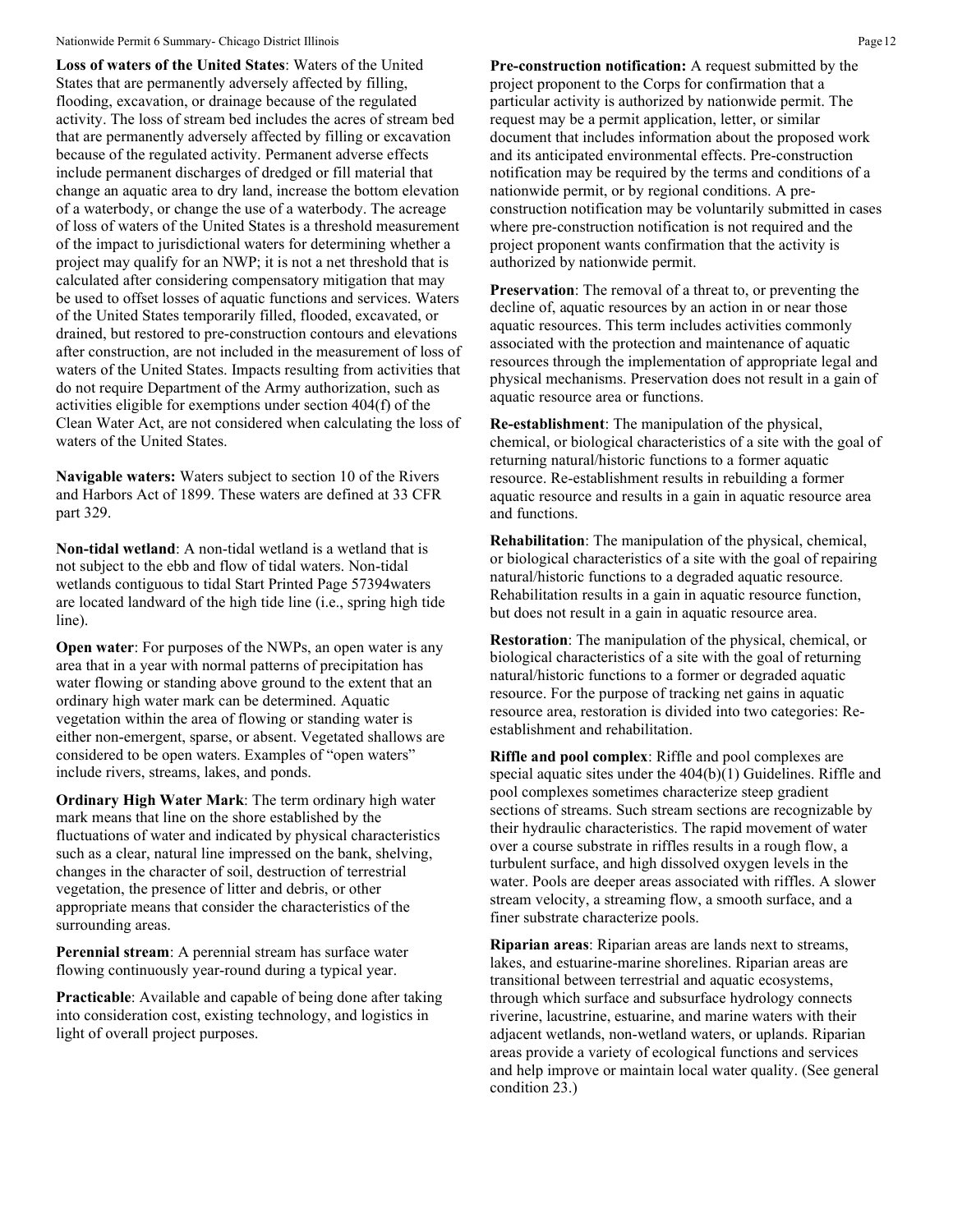**Loss of waters of the United States**: Waters of the United States that are permanently adversely affected by filling, flooding, excavation, or drainage because of the regulated activity. The loss of stream bed includes the acres of stream bed that are permanently adversely affected by filling or excavation because of the regulated activity. Permanent adverse effects include permanent discharges of dredged or fill material that change an aquatic area to dry land, increase the bottom elevation of a waterbody, or change the use of a waterbody. The acreage of loss of waters of the United States is a threshold measurement of the impact to jurisdictional waters for determining whether a project may qualify for an NWP; it is not a net threshold that is calculated after considering compensatory mitigation that may be used to offset losses of aquatic functions and services. Waters of the United States temporarily filled, flooded, excavated, or drained, but restored to pre-construction contours and elevations after construction, are not included in the measurement of loss of waters of the United States. Impacts resulting from activities that do not require Department of the Army authorization, such as activities eligible for exemptions under section 404(f) of the Clean Water Act, are not considered when calculating the loss of waters of the United States.

**Navigable waters:** Waters subject to section 10 of the Rivers and Harbors Act of 1899. These waters are defined at 33 CFR part 329.

**Non-tidal wetland**: A non-tidal wetland is a wetland that is not subject to the ebb and flow of tidal waters. Non-tidal wetlands contiguous to tidal Start Printed Page 57394waters are located landward of the high tide line (i.e., spring high tide line).

**Open water**: For purposes of the NWPs, an open water is any area that in a year with normal patterns of precipitation has water flowing or standing above ground to the extent that an ordinary high water mark can be determined. Aquatic vegetation within the area of flowing or standing water is either non-emergent, sparse, or absent. Vegetated shallows are considered to be open waters. Examples of "open waters" include rivers, streams, lakes, and ponds.

**Ordinary High Water Mark**: The term ordinary high water mark means that line on the shore established by the fluctuations of water and indicated by physical characteristics such as a clear, natural line impressed on the bank, shelving, changes in the character of soil, destruction of terrestrial vegetation, the presence of litter and debris, or other appropriate means that consider the characteristics of the surrounding areas.

**Perennial stream**: A perennial stream has surface water flowing continuously year-round during a typical year.

**Practicable**: Available and capable of being done after taking into consideration cost, existing technology, and logistics in light of overall project purposes.

**Pre-construction notification:** A request submitted by the project proponent to the Corps for confirmation that a particular activity is authorized by nationwide permit. The request may be a permit application, letter, or similar document that includes information about the proposed work and its anticipated environmental effects. Pre-construction notification may be required by the terms and conditions of a nationwide permit, or by regional conditions. A pre-construction notification may be voluntarily submitted in cases where pre-construction notification is not required and the project proponent wants confirmation that the activity is authorized by nationwide permit.

**Preservation**: The removal of a threat to, or preventing the decline of, aquatic resources by an action in or near those aquatic resources. This term includes activities commonly associated with the protection and maintenance of aquatic resources through the implementation of appropriate legal and physical mechanisms. Preservation does not result in a gain of aquatic resource area or functions.

**Re-establishment**: The manipulation of the physical, chemical, or biological characteristics of a site with the goal of returning natural/historic functions to a former aquatic resource. Re-establishment results in rebuilding a former aquatic resource and results in a gain in aquatic resource area and functions.

**Rehabilitation**: The manipulation of the physical, chemical, or biological characteristics of a site with the goal of repairing natural/historic functions to a degraded aquatic resource. Rehabilitation results in a gain in aquatic resource function, but does not result in a gain in aquatic resource area.

**Restoration**: The manipulation of the physical, chemical, or biological characteristics of a site with the goal of returning natural/historic functions to a former or degraded aquatic resource. For the purpose of tracking net gains in aquatic resource area, restoration is divided into two categories: Re-establishment and rehabilitation.

**Riffle and pool complex**: Riffle and pool complexes are special aquatic sites under the 404(b)(1) Guidelines. Riffle and pool complexes sometimes characterize steep gradient sections of streams. Such stream sections are recognizable by their hydraulic characteristics. The rapid movement of water over a course substrate in riffles results in a rough flow, a turbulent surface, and high dissolved oxygen levels in the water. Pools are deeper areas associated with riffles. A slower stream velocity, a streaming flow, a smooth surface, and a finer substrate characterize pools.

**Riparian areas**: Riparian areas are lands next to streams, lakes, and estuarine-marine shorelines. Riparian areas are transitional between terrestrial and aquatic ecosystems, through which surface and subsurface hydrology connects riverine, lacustrine, estuarine, and marine waters with their adjacent wetlands, non-wetland waters, or uplands. Riparian areas provide a variety of ecological functions and services and help improve or maintain local water quality. (See general condition 23.)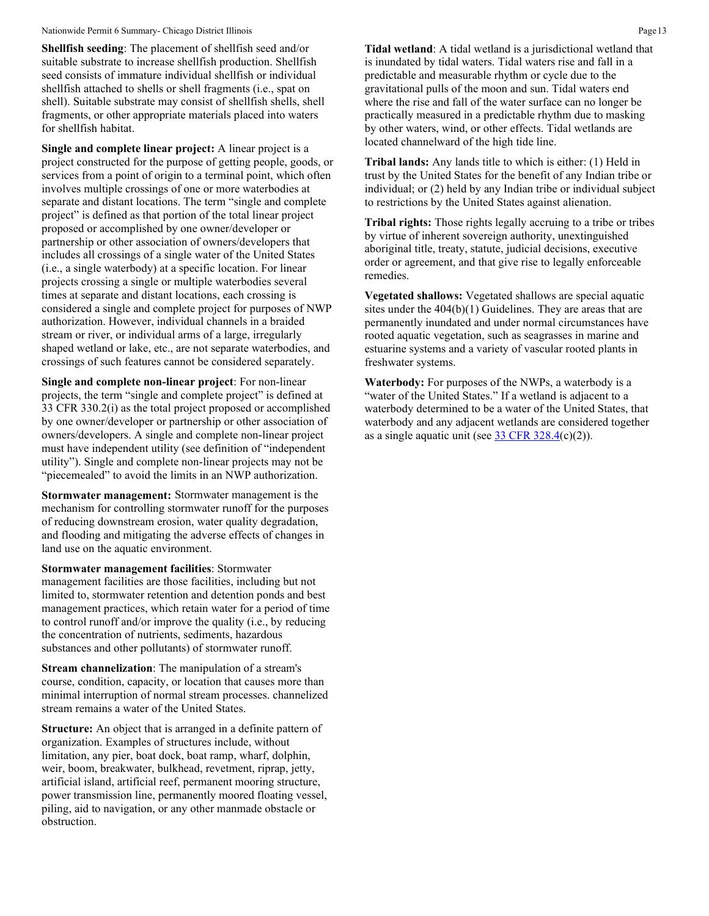**Shellfish seeding**: The placement of shellfish seed and/or suitable substrate to increase shellfish production. Shellfish seed consists of immature individual shellfish or individual shellfish attached to shells or shell fragments (i.e., spat on shell). Suitable substrate may consist of shellfish shells, shell fragments, or other appropriate materials placed into waters for shellfish habitat.

**Single and complete linear project:** A linear project is a project constructed for the purpose of getting people, goods, or services from a point of origin to a terminal point, which often involves multiple crossings of one or more waterbodies at separate and distant locations. The term "single and complete project" is defined as that portion of the total linear project proposed or accomplished by one owner/developer or partnership or other association of owners/developers that includes all crossings of a single water of the United States (i.e., a single waterbody) at a specific location. For linear projects crossing a single or multiple waterbodies several times at separate and distant locations, each crossing is considered a single and complete project for purposes of NWP authorization. However, individual channels in a braided stream or river, or individual arms of a large, irregularly shaped wetland or lake, etc., are not separate waterbodies, and crossings of such features cannot be considered separately.

**Single and complete non-linear project**: For non-linear projects, the term "single and complete project" is defined at 33 CFR 330.2(i) as the total project proposed or accomplished by one owner/developer or partnership or other association of owners/developers. A single and complete non-linear project must have independent utility (see definition of "independent utility"). Single and complete non-linear projects may not be "piecemealed" to avoid the limits in an NWP authorization.

**Stormwater management:** Stormwater management is the mechanism for controlling stormwater runoff for the purposes of reducing downstream erosion, water quality degradation, and flooding and mitigating the adverse effects of changes in land use on the aquatic environment.

**Stormwater management facilities**: Stormwater management facilities are those facilities, including but not limited to, stormwater retention and detention ponds and best management practices, which retain water for a period of time to control runoff and/or improve the quality (i.e., by reducing the concentration of nutrients, sediments, hazardous substances and other pollutants) of stormwater runoff.

**Stream channelization**: The manipulation of a stream's course, condition, capacity, or location that causes more than minimal interruption of normal stream processes. channelized stream remains a water of the United States.

**Structure:** An object that is arranged in a definite pattern of organization. Examples of structures include, without limitation, any pier, boat dock, boat ramp, wharf, dolphin, weir, boom, breakwater, bulkhead, revetment, riprap, jetty, artificial island, artificial reef, permanent mooring structure, power transmission line, permanently moored floating vessel, piling, aid to navigation, or any other manmade obstacle or obstruction.

**Tidal wetland**: A tidal wetland is a jurisdictional wetland that is inundated by tidal waters. Tidal waters rise and fall in a predictable and measurable rhythm or cycle due to the gravitational pulls of the moon and sun. Tidal waters end where the rise and fall of the water surface can no longer be practically measured in a predictable rhythm due to masking by other waters, wind, or other effects. Tidal wetlands are located channelward of the high tide line.

**Tribal lands:** Any lands title to which is either: (1) Held in trust by the United States for the benefit of any Indian tribe or individual; or (2) held by any Indian tribe or individual subject to restrictions by the United States against alienation.

**Tribal rights:** Those rights legally accruing to a tribe or tribes by virtue of inherent sovereign authority, unextinguished aboriginal title, treaty, statute, judicial decisions, executive order or agreement, and that give rise to legally enforceable remedies.

**Vegetated shallows:** Vegetated shallows are special aquatic sites under the 404(b)(1) Guidelines. They are areas that are permanently inundated and under normal circumstances have rooted aquatic vegetation, such as seagrasses in marine and estuarine systems and a variety of vascular rooted plants in freshwater systems.

**Waterbody:** For purposes of the NWPs, a waterbody is a "water of the United States." If a wetland is adjacent to a waterbody determined to be a water of the United States, that waterbody and any adjacent wetlands are considered together as a single aquatic unit (see 33 CFR 328.4(c)(2)).